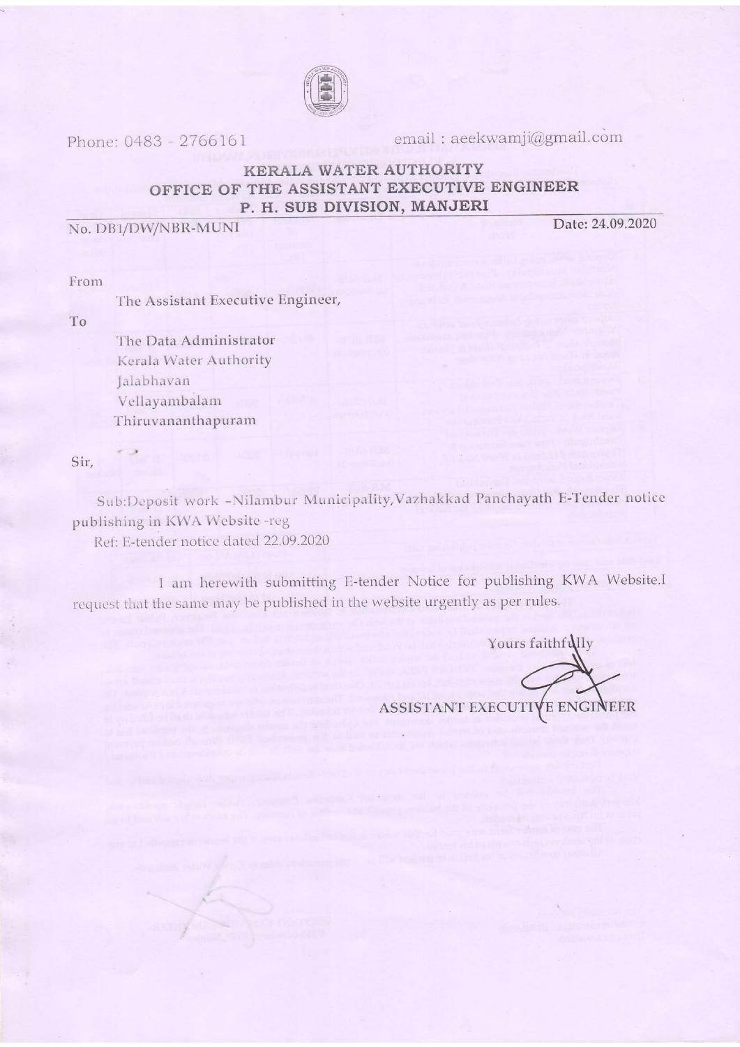Phone: 0483 - 2766161 email : aeekwamji@gmail.com

# KERALA WATER AUTHORITY
## OFFICE OF THE ASSISTANT EXECUTIVE ENGINEER
## P. H. SUB DIVISION, MANJERI

No. DB1/DW/NBR-MUNI Date: 24.09.2020

From

The Assistant Executive Engineer,

To

The Data Administrator
Kerala Water Authority
Jalabhavan
Vellayambalam
Thiruvananthapuram

Sir,

Sub:Deposit work -Nilambur Municipality,Vazhakkad Panchayath E-Tender notice publishing in KWA Website -reg

Ref: E-tender notice dated 22.09.2020

I am herewith submitting E-tender Notice for publishing KWA Website.I request that the same may be published in the website urgently as per rules.

Yours faithfully

ASSISTANT EXECUTIVE ENGINEER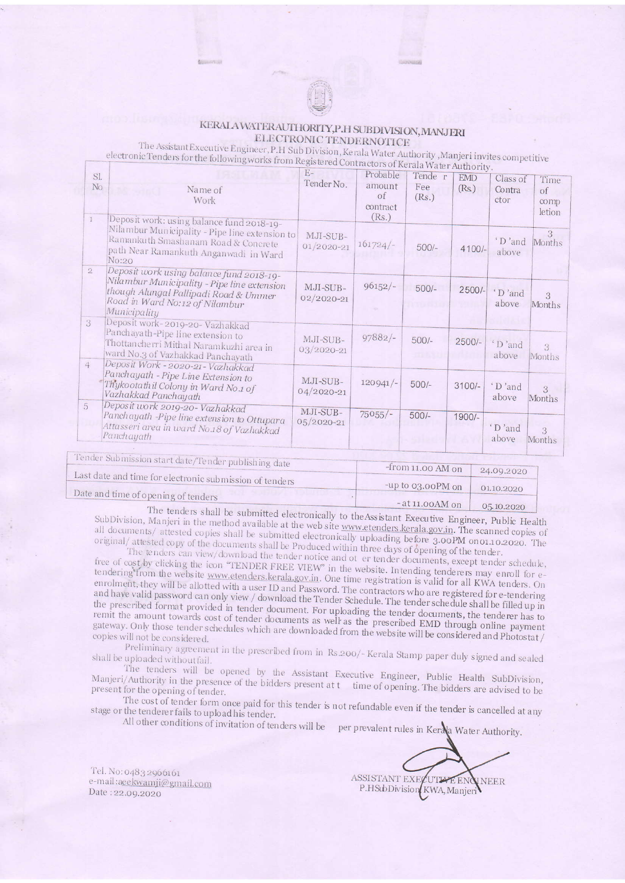# KERALA WATER AUTHORITY, P.H SUBDIVISION, MANJERI

## ELECTRONIC TENDER NOTICE

The Assistant Executive Engineer, P.H Sub Division, Kerala Water Authority, Manjeri invites competitive electronic Tenders for the following works from Registered Contractors of Kerala Water Authority.

| Sl. No | Name of Work | E-Tender No. | Probable amount of contract (Rs.) | Tender Fee (Rs.) | EMD (Rs.) | Class of Contractor | Time of completion |
|---|---|---|---|---|---|---|---|
| 1 | Deposit work: using balance fund 2018-19- Nilambur Municipality - Pipe line extension to Ramankuth Smashanam Road & Concrete path Near Ramankuth Anganwadi in Ward No:20 | MJI-SUB-01/2020-21 | 161724/- | 500/- | 4100/- | 'D 'and above | 3 Months |
| 2 | *Deposit work using balance fund 2018-19- Nilambur Municipality - Pipe line extension though Alungal Pallipadi Road & Ummer Road in Ward No:12 of Nilambur Municipality* | MJI-SUB-02/2020-21 | 96152/- | 500/- | 2500/- | 'D 'and above | 3 Months |
| 3 | Deposit work- 2019-20- Vazhakkad Panchayath-Pipe line extension to Thottancherri Mithal Naramkuzhi area in ward No.3 of Vazhakkad Panchayath | MJI-SUB-03/2020-21 | 97882/- | 500/- | 2500/- | 'D 'and above | 3 Months |
| 4 | *Deposit Work - 2020-21 - Vazhakkad Panchayath - Pipe Line Extension to Thykootathil Colony in Ward No.1 of Vazhakkad Panchayath* | MJI-SUB-04/2020-21 | 120941/- | 500/- | 3100/- | 'D 'and above | 3 Months |
| 5 | *Deposit work 2019-20- Vazhakkad Panchayath -Pipe line extension to Ottupara Attasseri area in ward No.18 of Vazhakkad Panchayath* | MJI-SUB-05/2020-21 | 75055/- | 500/- | 1900/- | 'D 'and above | 3 Months |

| | | |
|---|---|---|
| Tender Submission start date/Tender publishing date | -from 11.00 AM on | 24.09.2020 |
| Last date and time for electronic submission of tenders | -up to 03.00PM on | 01.10.2020 |
| Date and time of opening of tenders | - at 11.00AM on | 05.10.2020 |

The tenders shall be submitted electronically to the Assistant Executive Engineer, Public Health SubDivision, Manjeri in the method available at the web site www.etenders.kerala.gov.in. The scanned copies of all documents/ attested copies shall be submitted electronically uploading before 3.00PM on 01.10.2020. The original/ attested copy of the documents shall be Produced within three days of opening of the tender.

The tenders can view/download the tender notice and ot er tender documents, except tender schedule, free of cost by clicking the icon "TENDER FREE VIEW" in the website. Intending tenderers may enroll for e-tendering from the website www.etenders.kerala.gov.in. One time registration is valid for all KWA tenders. On enrolment, they will be allotted with a user ID and Password. The contractors who are registered for e-tendering and have valid password can only view / download the Tender Schedule. The tender schedule shall be filled up in the prescribed format provided in tender document. For uploading the tender documents, the tenderer has to remit the amount towards cost of tender documents as well as the prescribed EMD through online payment gateway. Only those tender schedules which are downloaded from the website will be considered and Photostat / copies will not be considered.

Preliminary agreement in the prescribed from in Rs.200/- Kerala Stamp paper duly signed and sealed shall be uploaded without fail.

The tenders will be opened by the Assistant Executive Engineer, Public Health SubDivision, Manjeri/Authority in the presence of the bidders present at t time of opening. The bidders are advised to be present for the opening of tender.

The cost of tender form once paid for this tender is not refundable even if the tender is cancelled at any stage or the tenderer fails to upload his tender.

All other conditions of invitation of tenders will be per prevalent rules in Kerala Water Authority.

Tel. No: 0483 2966161
e-mail: aeekwamji@gmail.com
Date : 22.09.2020

ASSISTANT EXECUTIVE ENGINEER
P.H SubDivision, KWA, Manjeri